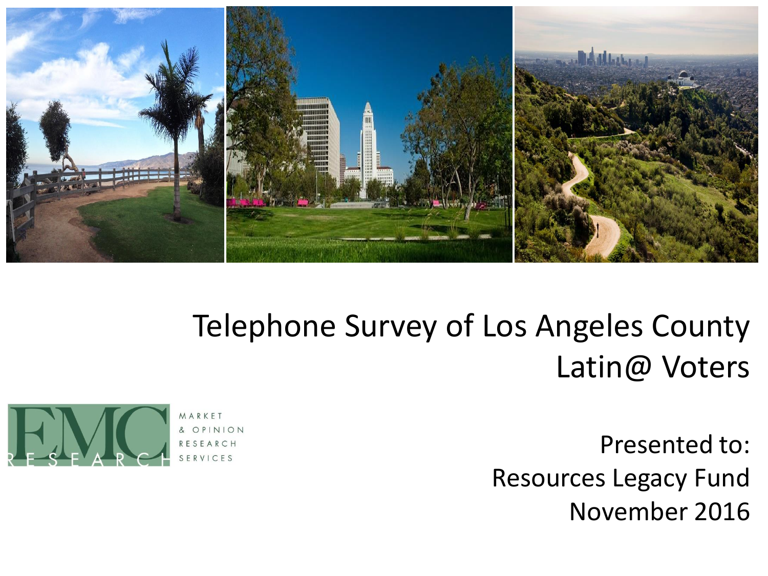# Telephone Survey of Los Angeles County Latin@ Voters

EMC RESEARCH MARKET & OPINION RESEARCH SERVICES

Presented to:
Resources Legacy Fund
November 2016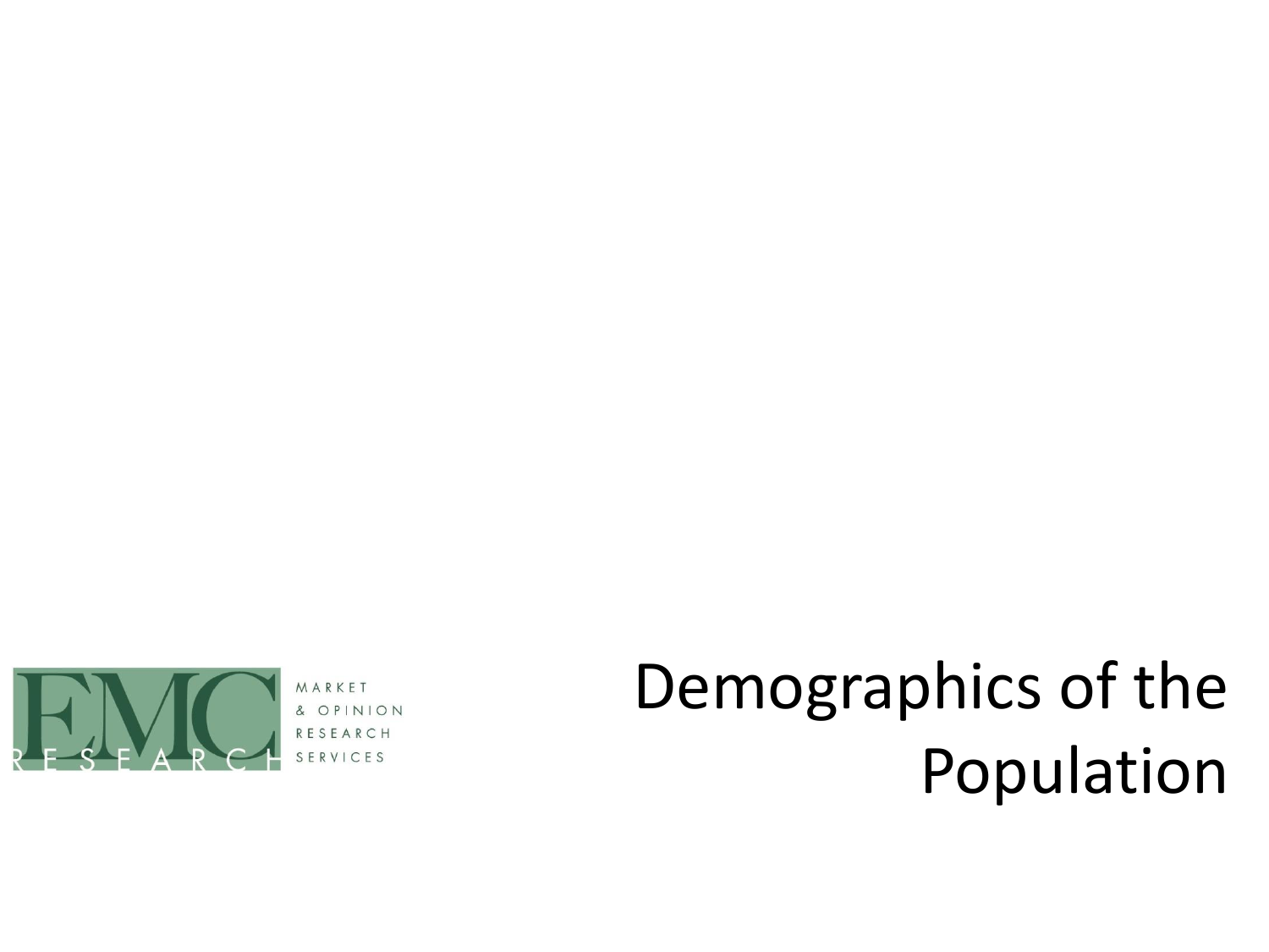# Demographics of the Population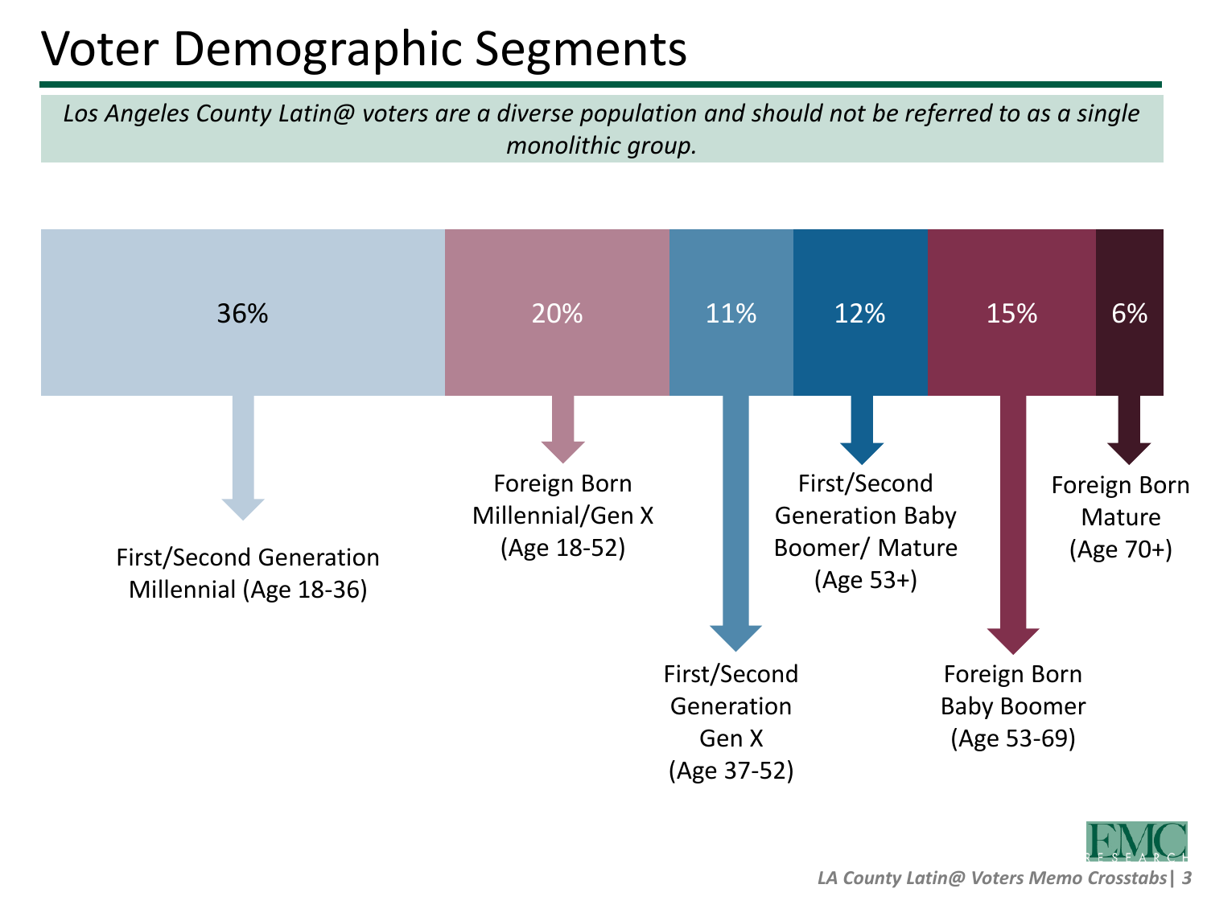# Voter Demographic Segments

*Los Angeles County Latin@ voters are a diverse population and should not be referred to as a single monolithic group.*

| Segment | Share |
|---|---|
| First/Second Generation Millennial (Age 18-36) | 36% |
| Foreign Born Millennial/Gen X (Age 18-52) | 20% |
| First/Second Generation Gen X (Age 37-52) | 11% |
| First/Second Generation Baby Boomer/ Mature (Age 53+) | 12% |
| Foreign Born Baby Boomer (Age 53-69) | 15% |
| Foreign Born Mature (Age 70+) | 6% |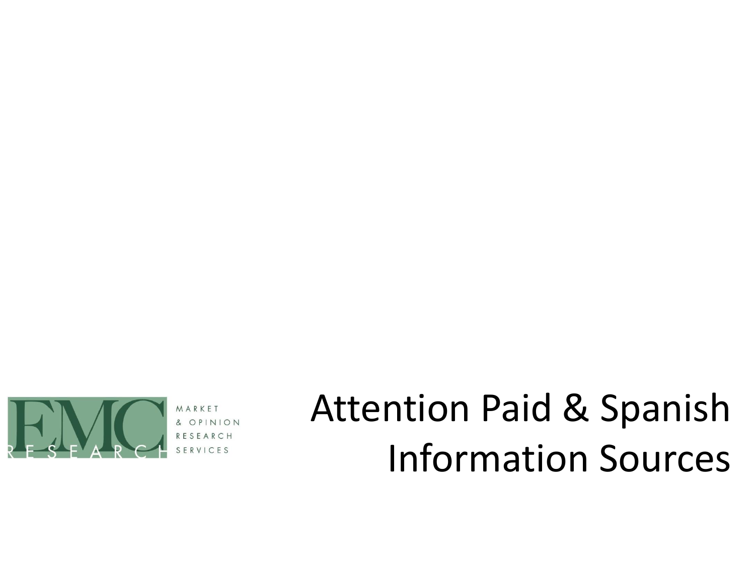# Attention Paid & Spanish Information Sources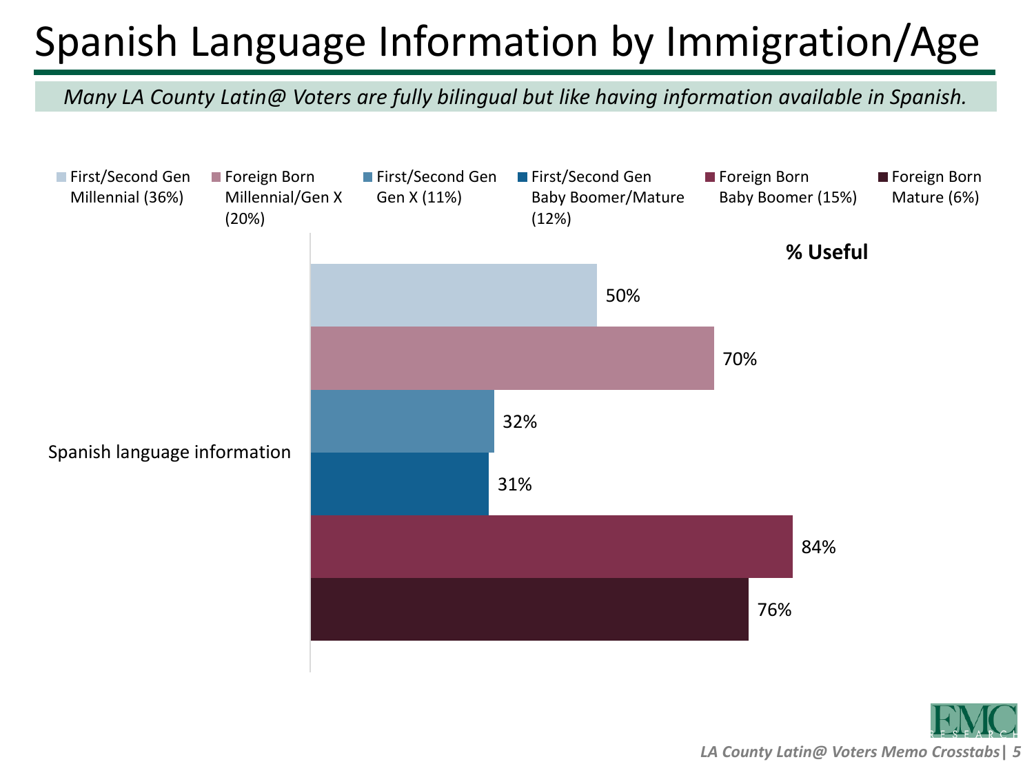# Spanish Language Information by Immigration/Age

*Many LA County Latin@ Voters are fully bilingual but like having information available in Spanish.*

**% Useful**

| Spanish language information | % Useful |
|---|---|
| First/Second Gen Millennial (36%) | 50% |
| Foreign Born Millennial/Gen X (20%) | 70% |
| First/Second Gen Gen X (11%) | 32% |
| First/Second Gen Baby Boomer/Mature (12%) | 31% |
| Foreign Born Baby Boomer (15%) | 84% |
| Foreign Born Mature (6%) | 76% |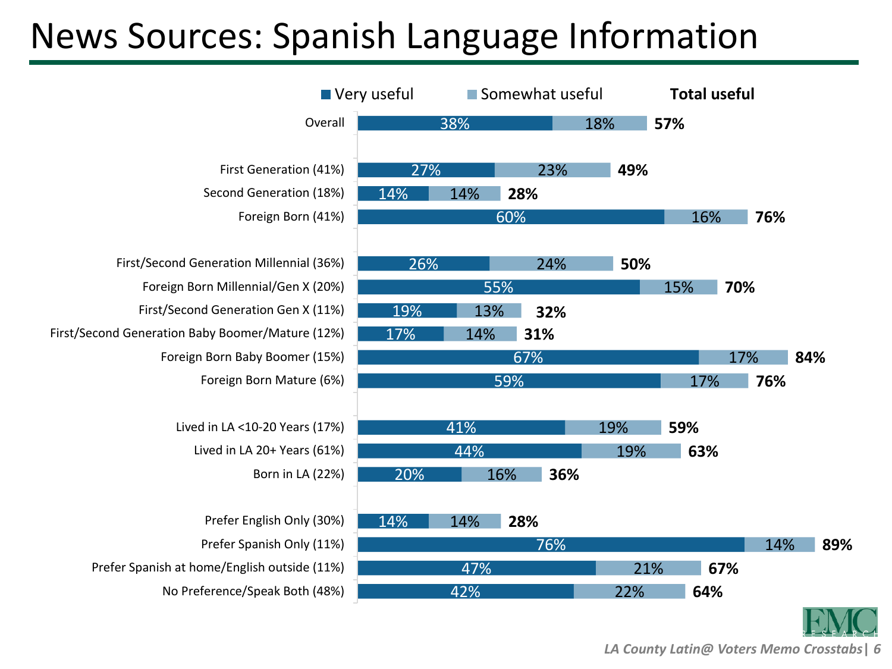# News Sources: Spanish Language Information

| | Very useful | Somewhat useful | Total useful |
|---|---|---|---|
| Overall | 38% | 18% | 57% |
| First Generation (41%) | 27% | 23% | 49% |
| Second Generation (18%) | 14% | 14% | 28% |
| Foreign Born (41%) | 60% | 16% | 76% |
| First/Second Generation Millennial (36%) | 26% | 24% | 50% |
| Foreign Born Millennial/Gen X (20%) | 55% | 15% | 70% |
| First/Second Generation Gen X (11%) | 19% | 13% | 32% |
| First/Second Generation Baby Boomer/Mature (12%) | 17% | 14% | 31% |
| Foreign Born Baby Boomer (15%) | 67% | 17% | 84% |
| Foreign Born Mature (6%) | 59% | 17% | 76% |
| Lived in LA <10-20 Years (17%) | 41% | 19% | 59% |
| Lived in LA 20+ Years (61%) | 44% | 19% | 63% |
| Born in LA (22%) | 20% | 16% | 36% |
| Prefer English Only (30%) | 14% | 14% | 28% |
| Prefer Spanish Only (11%) | 76% | 14% | 89% |
| Prefer Spanish at home/English outside (11%) | 47% | 21% | 67% |
| No Preference/Speak Both (48%) | 42% | 22% | 64% |

*LA County Latin@ Voters Memo Crosstabs*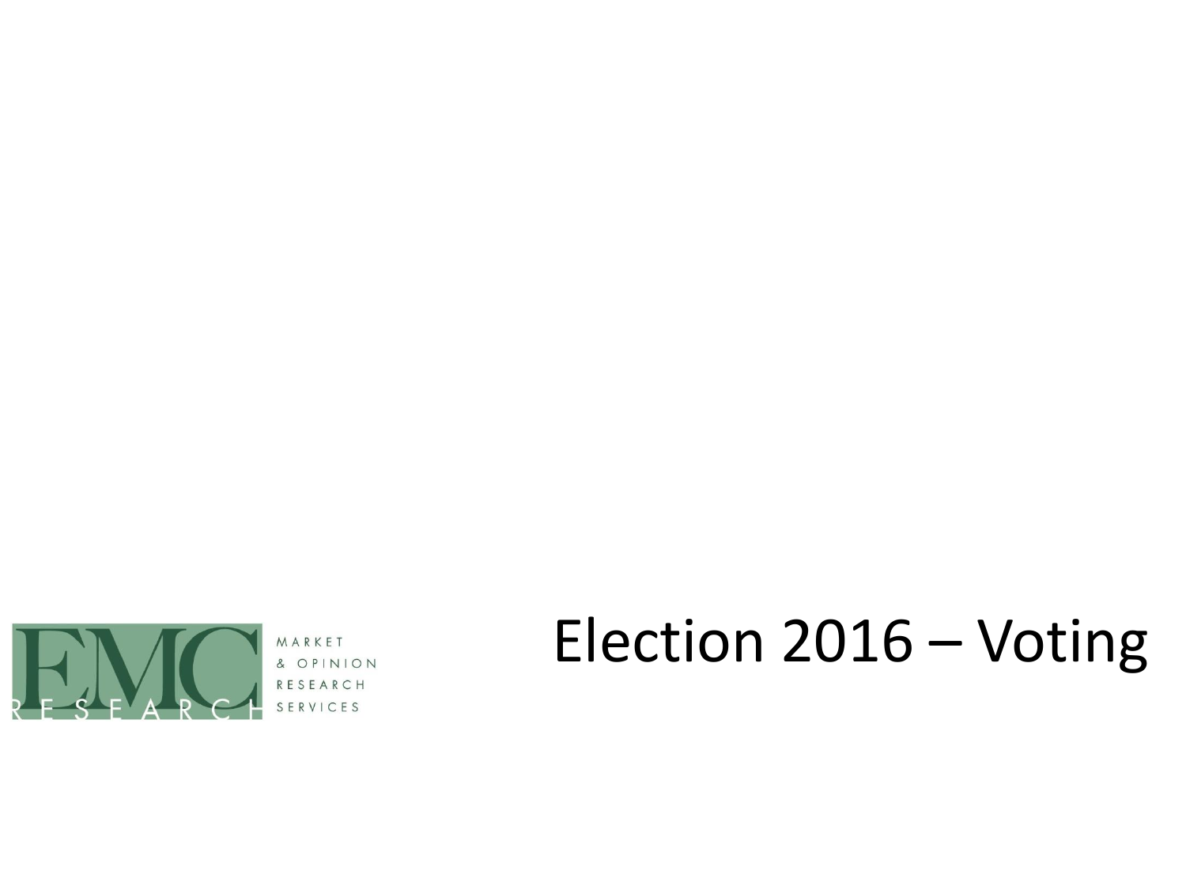# Election 2016 – Voting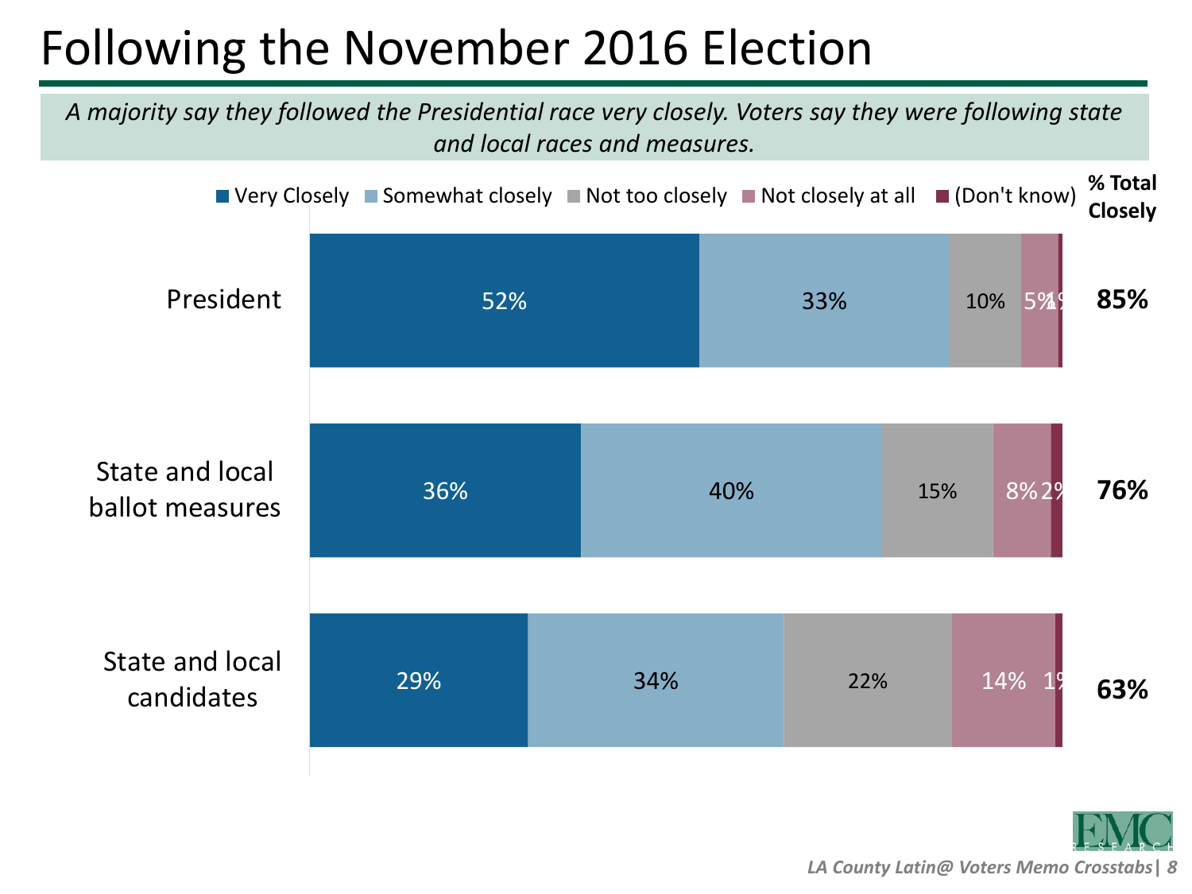# Following the November 2016 Election

*A majority say they followed the Presidential race very closely. Voters say they were following state and local races and measures.*

| | Very Closely | Somewhat closely | Not too closely | Not closely at all | (Don't know) | % Total Closely |
|---|---|---|---|---|---|---|
| President | 52% | 33% | 10% | 5% | 1% | **85%** |
| State and local ballot measures | 36% | 40% | 15% | 8% | 2% | **76%** |
| State and local candidates | 29% | 34% | 22% | 14% | 1% | **63%** |

*LA County Latin@ Voters Memo Crosstabs*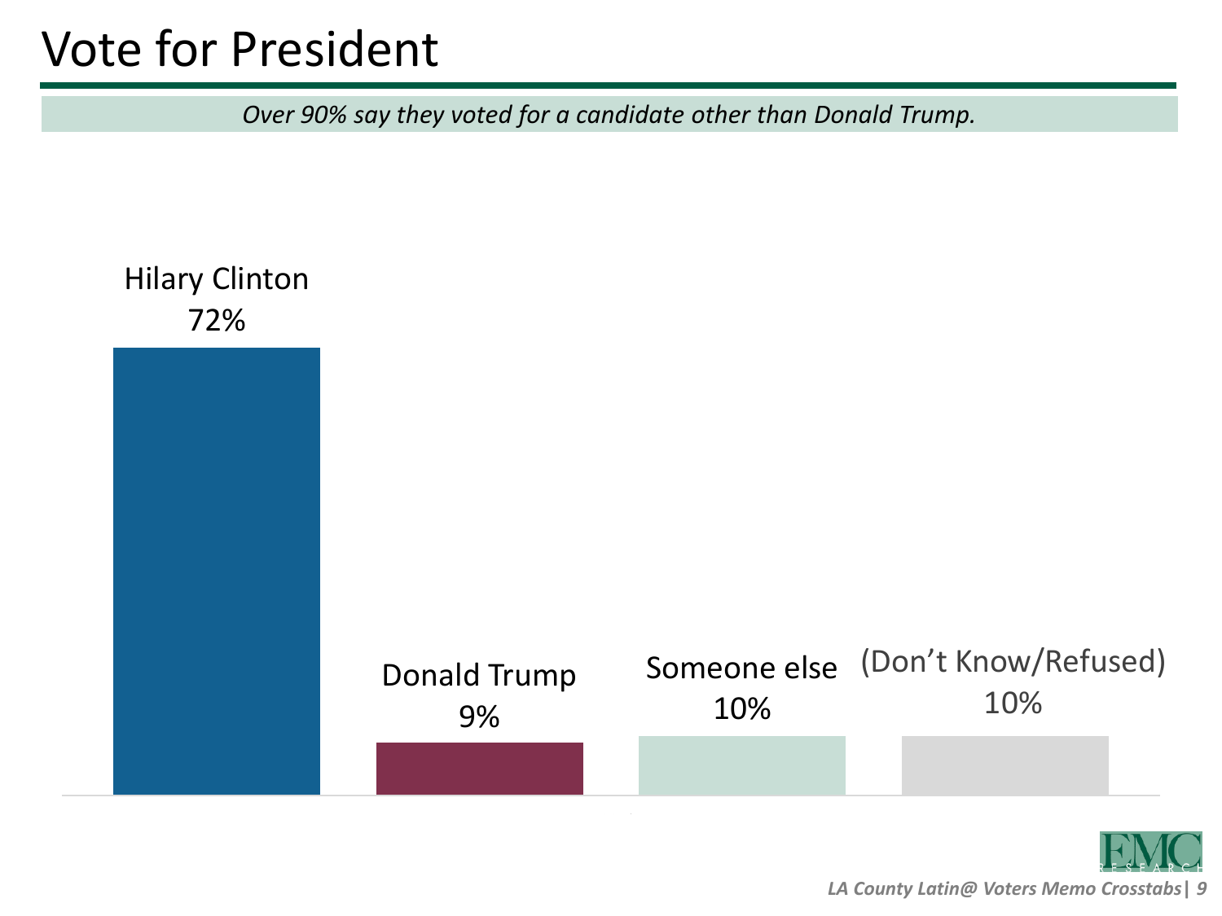# Vote for President

*Over 90% say they voted for a candidate other than Donald Trump.*

| Candidate | Percent |
|---|---|
| Hilary Clinton | 72% |
| Donald Trump | 9% |
| Someone else | 10% |
| (Don't Know/Refused) | 10% |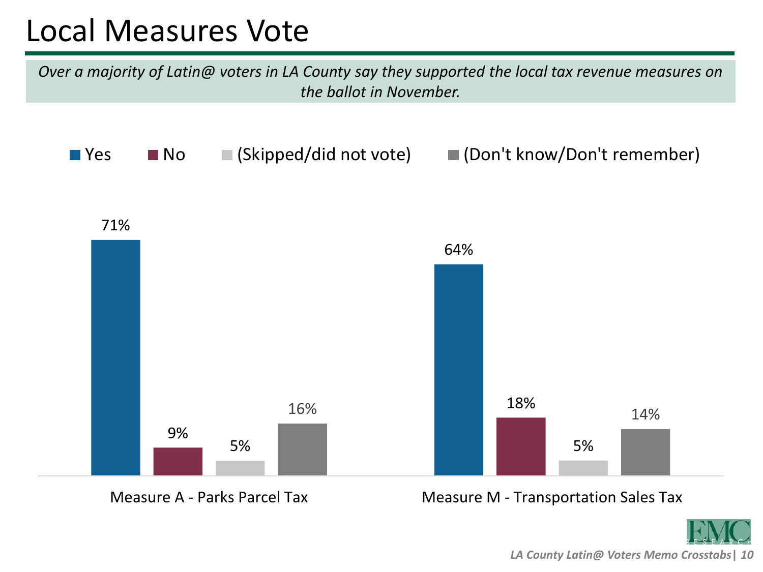# Local Measures Vote

*Over a majority of Latin@ voters in LA County say they supported the local tax revenue measures on the ballot in November.*

| | Yes | No | (Skipped/did not vote) | (Don't know/Don't remember) |
|---|---|---|---|---|
| Measure A - Parks Parcel Tax | 71% | 9% | 5% | 16% |
| Measure M - Transportation Sales Tax | 64% | 18% | 5% | 14% |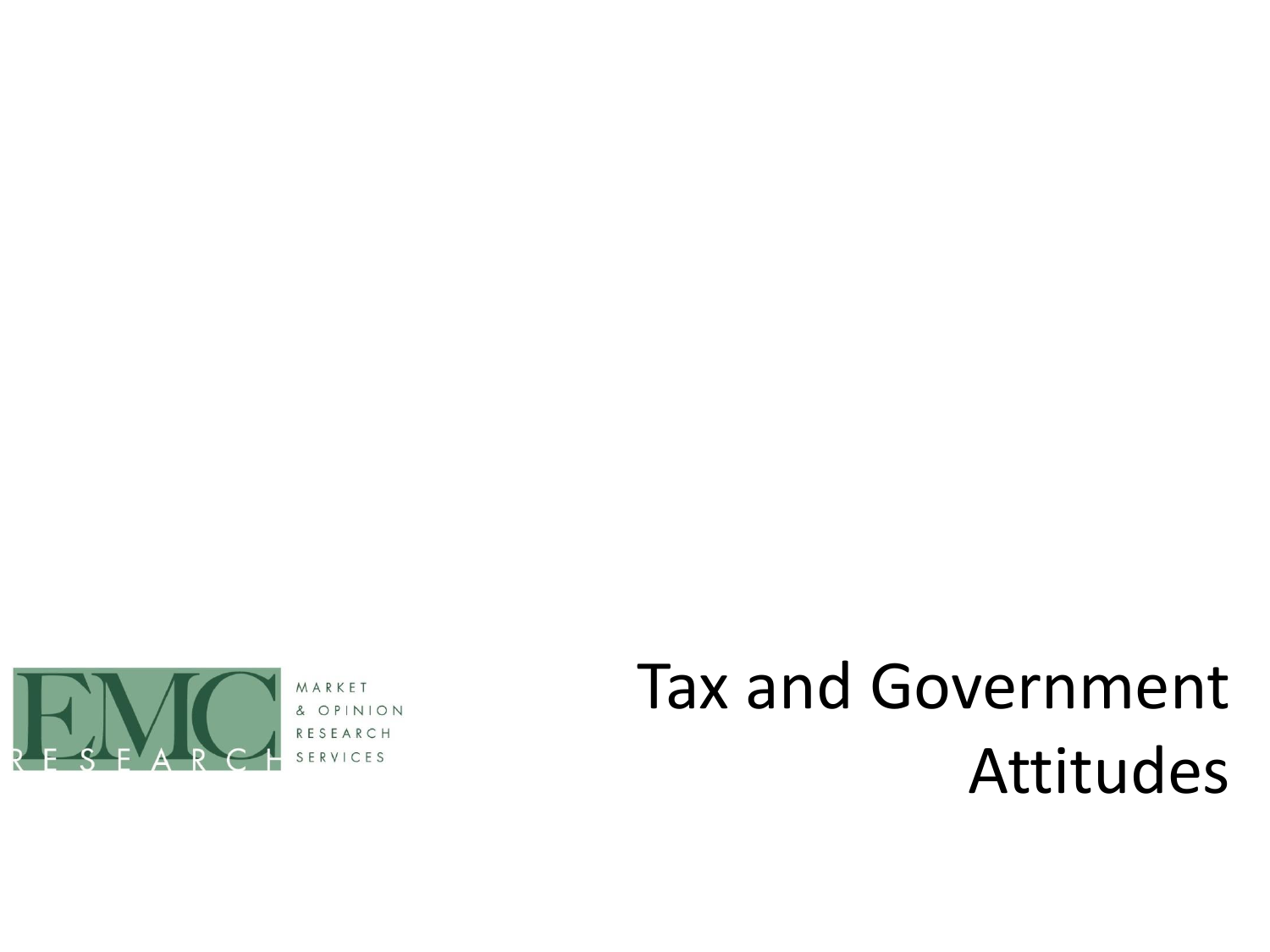# Tax and Government Attitudes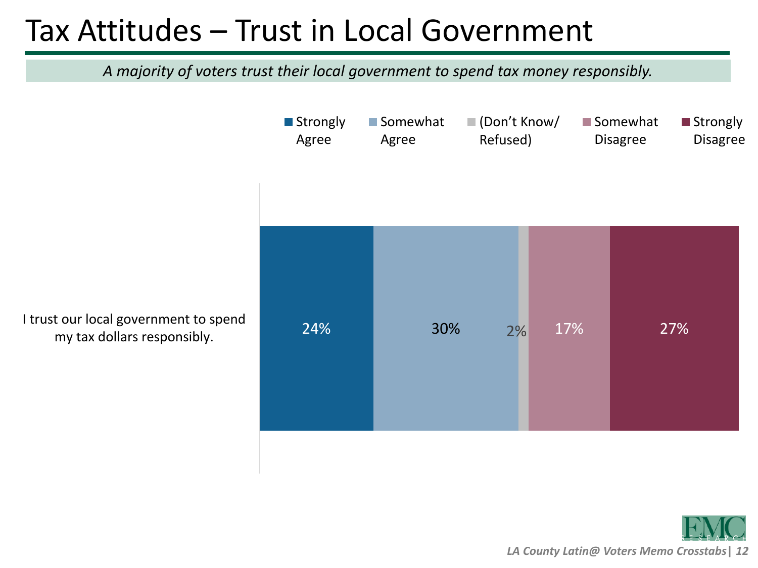# Tax Attitudes – Trust in Local Government

*A majority of voters trust their local government to spend tax money responsibly.*

| | Strongly Agree | Somewhat Agree | (Don't Know/ Refused) | Somewhat Disagree | Strongly Disagree |
|---|---|---|---|---|---|
| I trust our local government to spend my tax dollars responsibly. | 24% | 30% | 2% | 17% | 27% |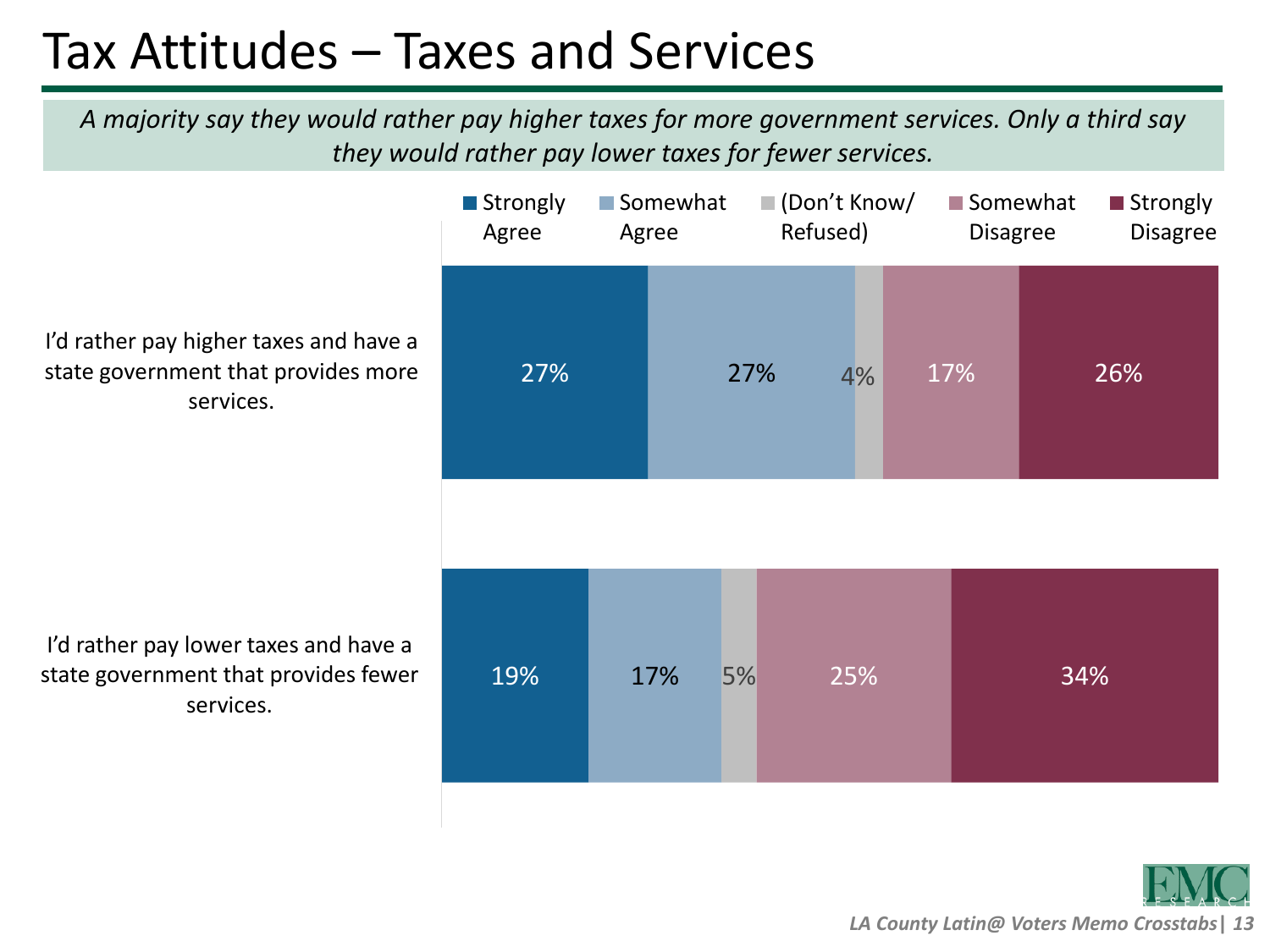# Tax Attitudes – Taxes and Services

*A majority say they would rather pay higher taxes for more government services. Only a third say they would rather pay lower taxes for fewer services.*

| | Strongly Agree | Somewhat Agree | (Don't Know/ Refused) | Somewhat Disagree | Strongly Disagree |
|---|---|---|---|---|---|
| I'd rather pay higher taxes and have a state government that provides more services. | 27% | 27% | 4% | 17% | 26% |
| I'd rather pay lower taxes and have a state government that provides fewer services. | 19% | 17% | 5% | 25% | 34% |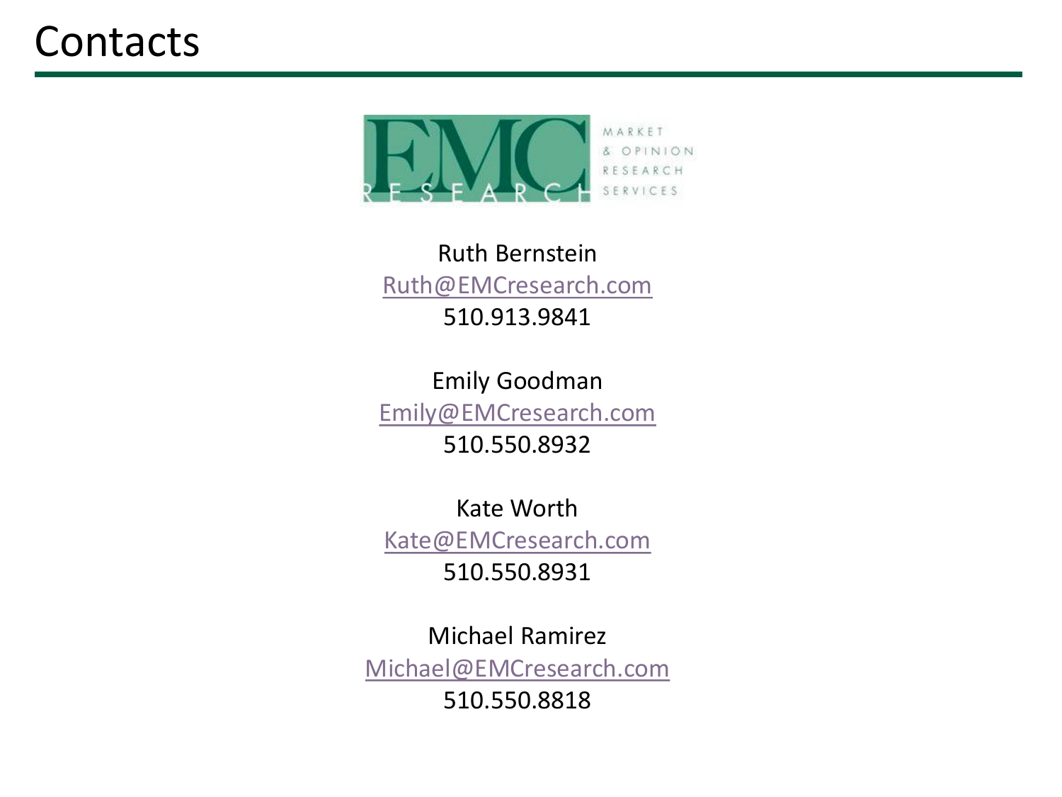# Contacts

Ruth Bernstein
Ruth@EMCresearch.com
510.913.9841

Emily Goodman
Emily@EMCresearch.com
510.550.8932

Kate Worth
Kate@EMCresearch.com
510.550.8931

Michael Ramirez
Michael@EMCresearch.com
510.550.8818